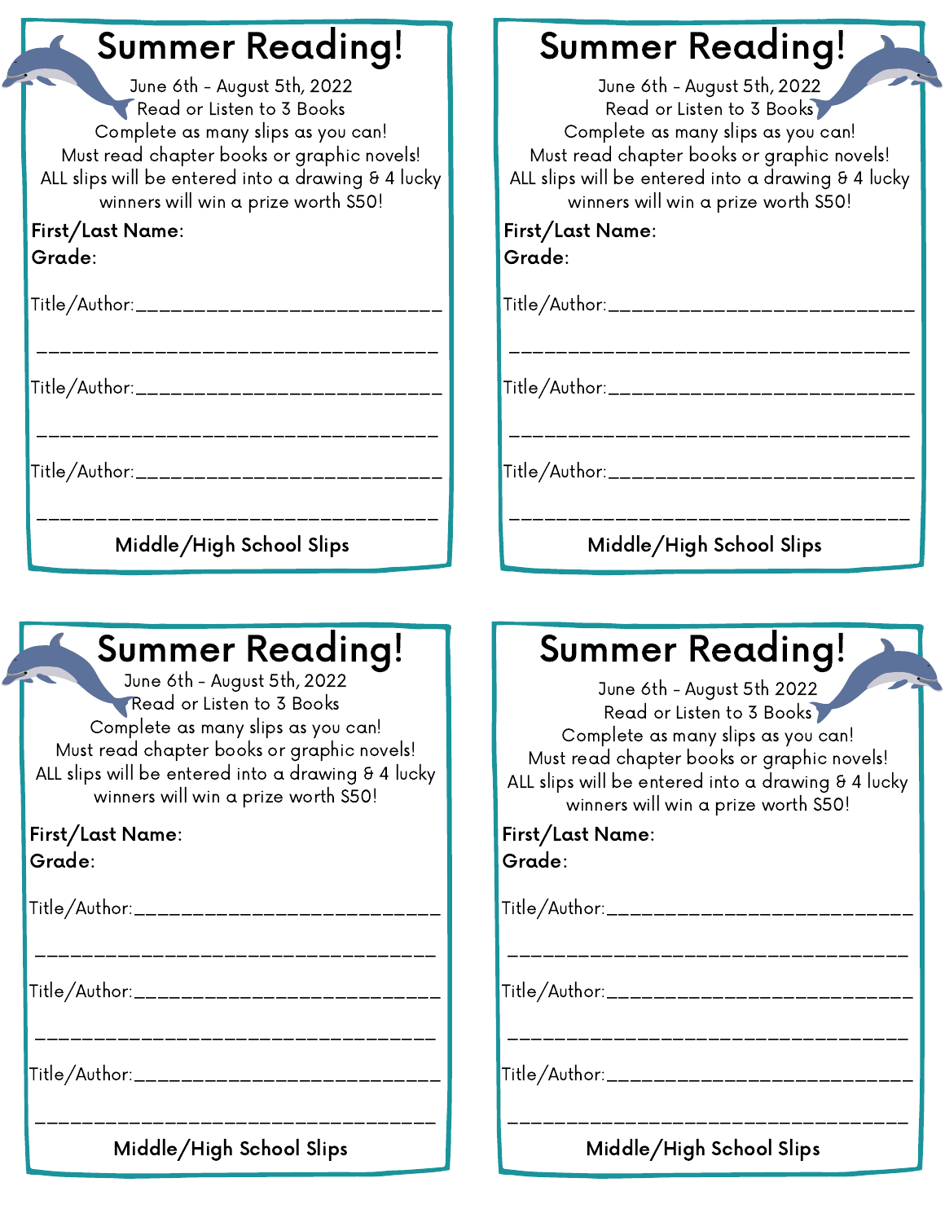# Summer Reading!

June 6th - August 5th, 2022
Read or Listen to 3 Books
Complete as many slips as you can!
Must read chapter books or graphic novels!
ALL slips will be entered into a drawing & 4 lucky winners will win a prize worth $50!

**First/Last Name:**
**Grade:**

Title/Author:___________________________

___________________________________

Title/Author:___________________________

___________________________________

Title/Author:___________________________

___________________________________

**Middle/High School Slips**

# Summer Reading!

June 6th - August 5th, 2022
Read or Listen to 3 Books
Complete as many slips as you can!
Must read chapter books or graphic novels!
ALL slips will be entered into a drawing & 4 lucky winners will win a prize worth $50!

**First/Last Name:**
**Grade:**

Title/Author:___________________________

___________________________________

Title/Author:___________________________

___________________________________

Title/Author:___________________________

___________________________________

**Middle/High School Slips**

# Summer Reading!

June 6th - August 5th, 2022
Read or Listen to 3 Books
Complete as many slips as you can!
Must read chapter books or graphic novels!
ALL slips will be entered into a drawing & 4 lucky winners will win a prize worth $50!

**First/Last Name:**
**Grade:**

Title/Author:___________________________

___________________________________

Title/Author:___________________________

___________________________________

Title/Author:___________________________

___________________________________

**Middle/High School Slips**

# Summer Reading!

June 6th - August 5th 2022
Read or Listen to 3 Books
Complete as many slips as you can!
Must read chapter books or graphic novels!
ALL slips will be entered into a drawing & 4 lucky winners will win a prize worth $50!

**First/Last Name:**
**Grade:**

Title/Author:___________________________

___________________________________

Title/Author:___________________________

___________________________________

Title/Author:___________________________

___________________________________

**Middle/High School Slips**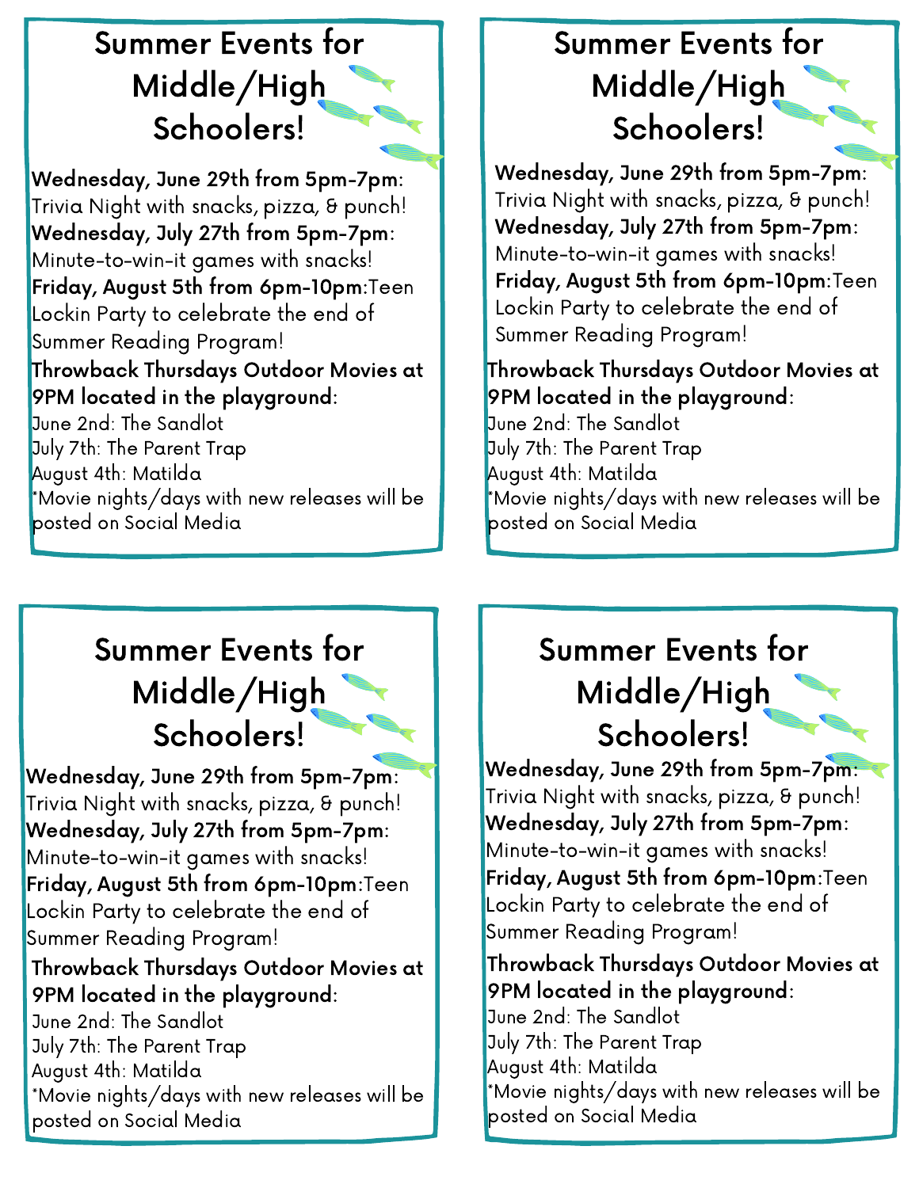# Summer Events for Middle/High Schoolers!

**Wednesday, June 29th from 5pm-7pm**: Trivia Night with snacks, pizza, & punch!
**Wednesday, July 27th from 5pm-7pm**: Minute-to-win-it games with snacks!
**Friday, August 5th from 6pm-10pm**:Teen Lockin Party to celebrate the end of Summer Reading Program!

**Throwback Thursdays Outdoor Movies at 9PM located in the playground**:
June 2nd: The Sandlot
July 7th: The Parent Trap
August 4th: Matilda
*Movie nights/days with new releases will be posted on Social Media

# Summer Events for Middle/High Schoolers!

**Wednesday, June 29th from 5pm-7pm**: Trivia Night with snacks, pizza, & punch!
**Wednesday, July 27th from 5pm-7pm**: Minute-to-win-it games with snacks!
**Friday, August 5th from 6pm-10pm**:Teen Lockin Party to celebrate the end of Summer Reading Program!

**Throwback Thursdays Outdoor Movies at 9PM located in the playground**:
June 2nd: The Sandlot
July 7th: The Parent Trap
August 4th: Matilda
*Movie nights/days with new releases will be posted on Social Media

# Summer Events for Middle/High Schoolers!

**Wednesday, June 29th from 5pm-7pm**: Trivia Night with snacks, pizza, & punch!
**Wednesday, July 27th from 5pm-7pm**: Minute-to-win-it games with snacks!
**Friday, August 5th from 6pm-10pm**:Teen Lockin Party to celebrate the end of Summer Reading Program!

**Throwback Thursdays Outdoor Movies at 9PM located in the playground**:
June 2nd: The Sandlot
July 7th: The Parent Trap
August 4th: Matilda
*Movie nights/days with new releases will be posted on Social Media

# Summer Events for Middle/High Schoolers!

**Wednesday, June 29th from 5pm-7pm**: Trivia Night with snacks, pizza, & punch!
**Wednesday, July 27th from 5pm-7pm**: Minute-to-win-it games with snacks!
**Friday, August 5th from 6pm-10pm**:Teen Lockin Party to celebrate the end of Summer Reading Program!

**Throwback Thursdays Outdoor Movies at 9PM located in the playground**:
June 2nd: The Sandlot
July 7th: The Parent Trap
August 4th: Matilda
*Movie nights/days with new releases will be posted on Social Media